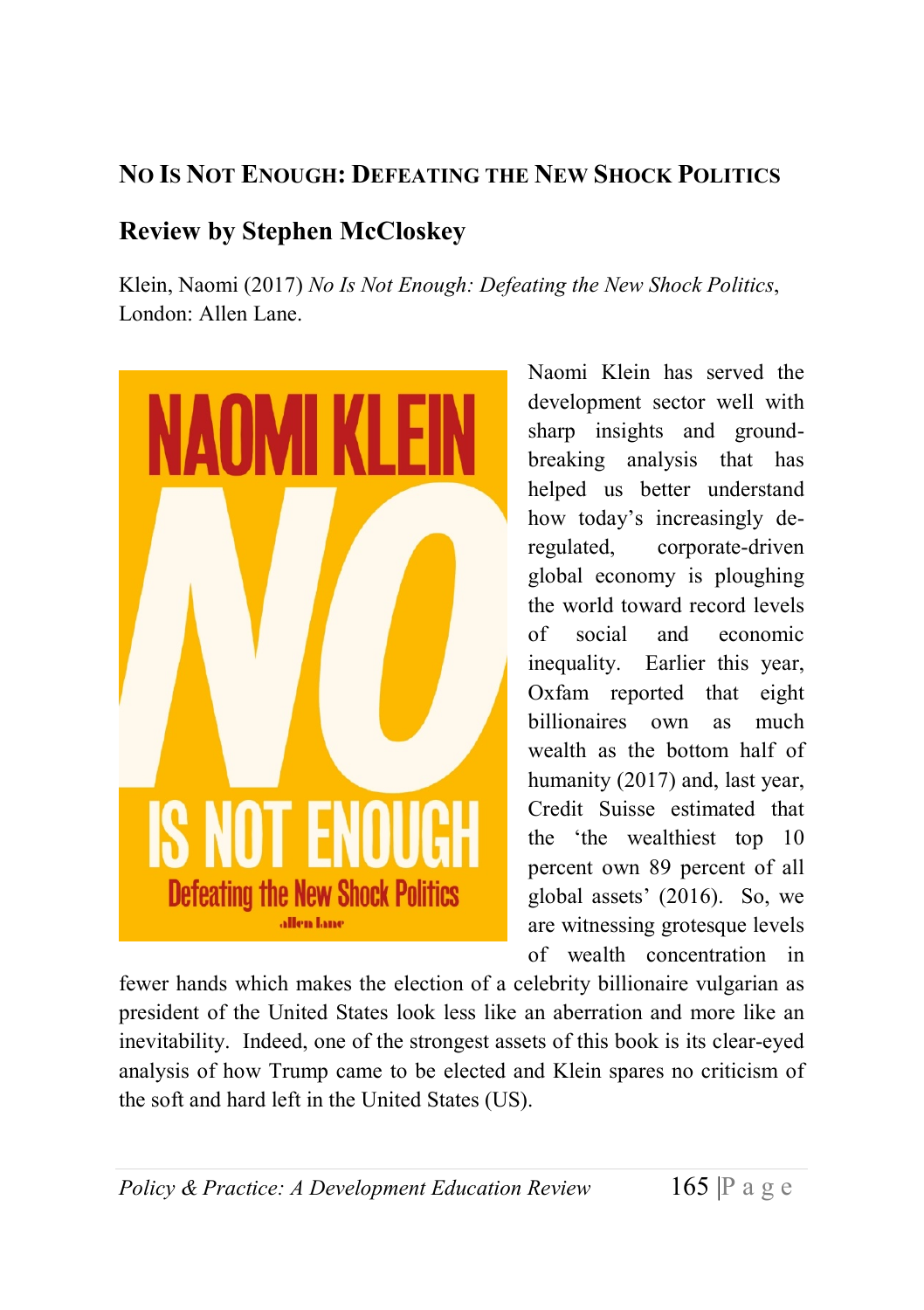## No Is Not Enough: Defeating the New Shock Politics

## Review by Stephen McCloskey

Klein, Naomi (2017) *No Is Not Enough: Defeating the New Shock Politics*, London: Allen Lane.

Naomi Klein has served the development sector well with sharp insights and ground-breaking analysis that has helped us better understand how today's increasingly de-regulated, corporate-driven global economy is ploughing the world toward record levels of social and economic inequality. Earlier this year, Oxfam reported that eight billionaires own as much wealth as the bottom half of humanity (2017) and, last year, Credit Suisse estimated that the 'the wealthiest top 10 percent own 89 percent of all global assets' (2016). So, we are witnessing grotesque levels of wealth concentration in fewer hands which makes the election of a celebrity billionaire vulgarian as president of the United States look less like an aberration and more like an inevitability. Indeed, one of the strongest assets of this book is its clear-eyed analysis of how Trump came to be elected and Klein spares no criticism of the soft and hard left in the United States (US).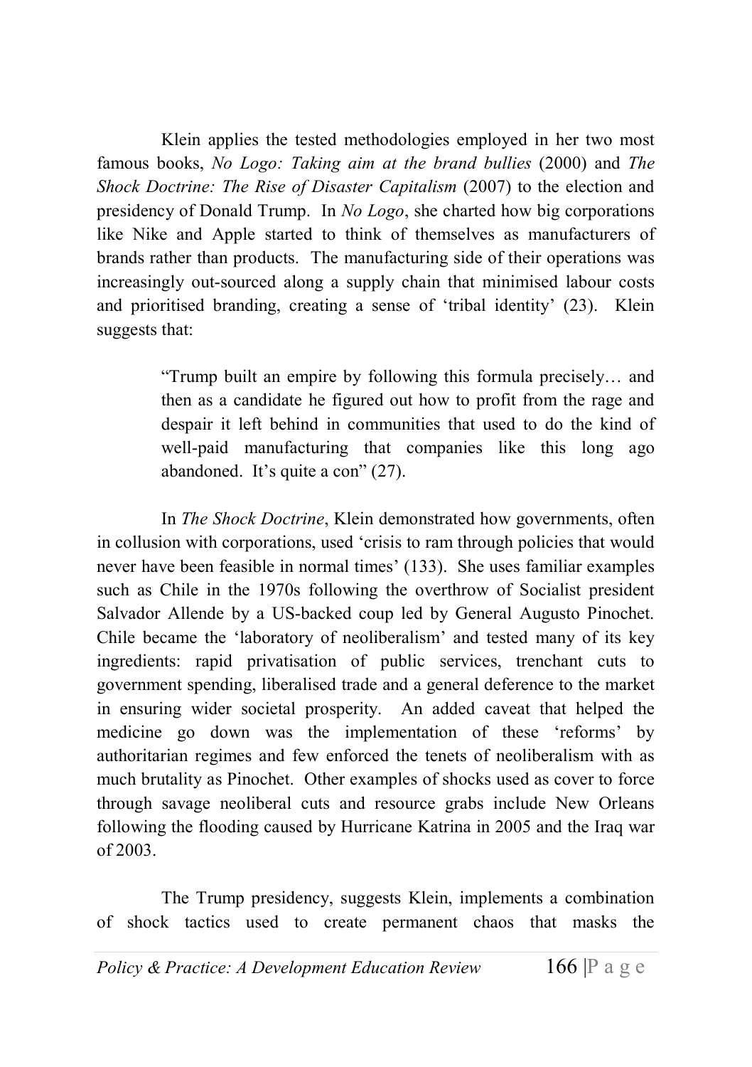Klein applies the tested methodologies employed in her two most famous books, *No Logo: Taking aim at the brand bullies* (2000) and *The Shock Doctrine: The Rise of Disaster Capitalism* (2007) to the election and presidency of Donald Trump. In *No Logo*, she charted how big corporations like Nike and Apple started to think of themselves as manufacturers of brands rather than products. The manufacturing side of their operations was increasingly out-sourced along a supply chain that minimised labour costs and prioritised branding, creating a sense of 'tribal identity' (23). Klein suggests that:

> "Trump built an empire by following this formula precisely… and then as a candidate he figured out how to profit from the rage and despair it left behind in communities that used to do the kind of well-paid manufacturing that companies like this long ago abandoned. It's quite a con" (27).

In *The Shock Doctrine*, Klein demonstrated how governments, often in collusion with corporations, used 'crisis to ram through policies that would never have been feasible in normal times' (133). She uses familiar examples such as Chile in the 1970s following the overthrow of Socialist president Salvador Allende by a US-backed coup led by General Augusto Pinochet. Chile became the 'laboratory of neoliberalism' and tested many of its key ingredients: rapid privatisation of public services, trenchant cuts to government spending, liberalised trade and a general deference to the market in ensuring wider societal prosperity. An added caveat that helped the medicine go down was the implementation of these 'reforms' by authoritarian regimes and few enforced the tenets of neoliberalism with as much brutality as Pinochet. Other examples of shocks used as cover to force through savage neoliberal cuts and resource grabs include New Orleans following the flooding caused by Hurricane Katrina in 2005 and the Iraq war of 2003.

The Trump presidency, suggests Klein, implements a combination of shock tactics used to create permanent chaos that masks the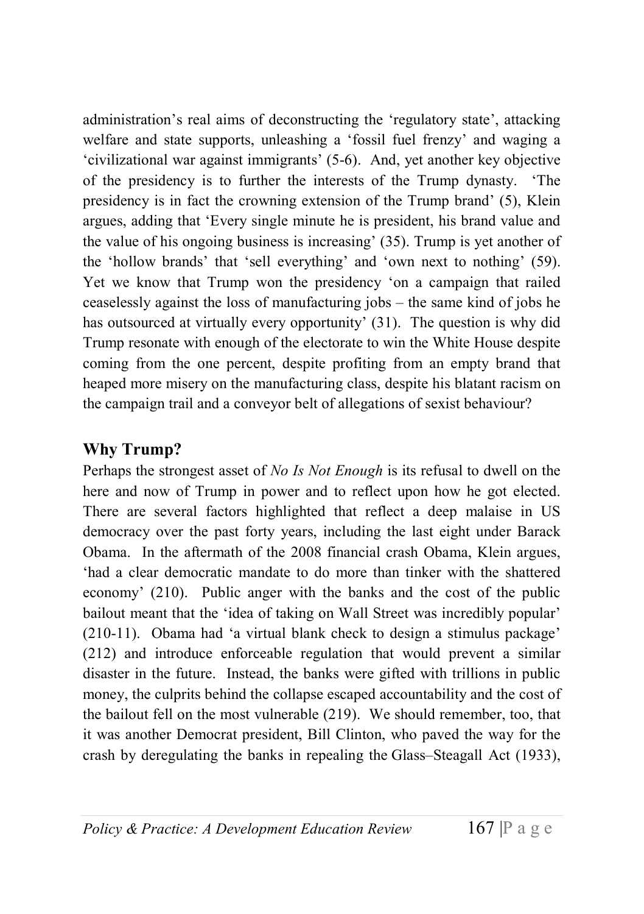administration's real aims of deconstructing the 'regulatory state', attacking welfare and state supports, unleashing a 'fossil fuel frenzy' and waging a 'civilizational war against immigrants' (5-6). And, yet another key objective of the presidency is to further the interests of the Trump dynasty. 'The presidency is in fact the crowning extension of the Trump brand' (5), Klein argues, adding that 'Every single minute he is president, his brand value and the value of his ongoing business is increasing' (35). Trump is yet another of the 'hollow brands' that 'sell everything' and 'own next to nothing' (59). Yet we know that Trump won the presidency 'on a campaign that railed ceaselessly against the loss of manufacturing jobs – the same kind of jobs he has outsourced at virtually every opportunity' (31). The question is why did Trump resonate with enough of the electorate to win the White House despite coming from the one percent, despite profiting from an empty brand that heaped more misery on the manufacturing class, despite his blatant racism on the campaign trail and a conveyor belt of allegations of sexist behaviour?

## Why Trump?

Perhaps the strongest asset of *No Is Not Enough* is its refusal to dwell on the here and now of Trump in power and to reflect upon how he got elected. There are several factors highlighted that reflect a deep malaise in US democracy over the past forty years, including the last eight under Barack Obama. In the aftermath of the 2008 financial crash Obama, Klein argues, 'had a clear democratic mandate to do more than tinker with the shattered economy' (210). Public anger with the banks and the cost of the public bailout meant that the 'idea of taking on Wall Street was incredibly popular' (210-11). Obama had 'a virtual blank check to design a stimulus package' (212) and introduce enforceable regulation that would prevent a similar disaster in the future. Instead, the banks were gifted with trillions in public money, the culprits behind the collapse escaped accountability and the cost of the bailout fell on the most vulnerable (219). We should remember, too, that it was another Democrat president, Bill Clinton, who paved the way for the crash by deregulating the banks in repealing the Glass–Steagall Act (1933),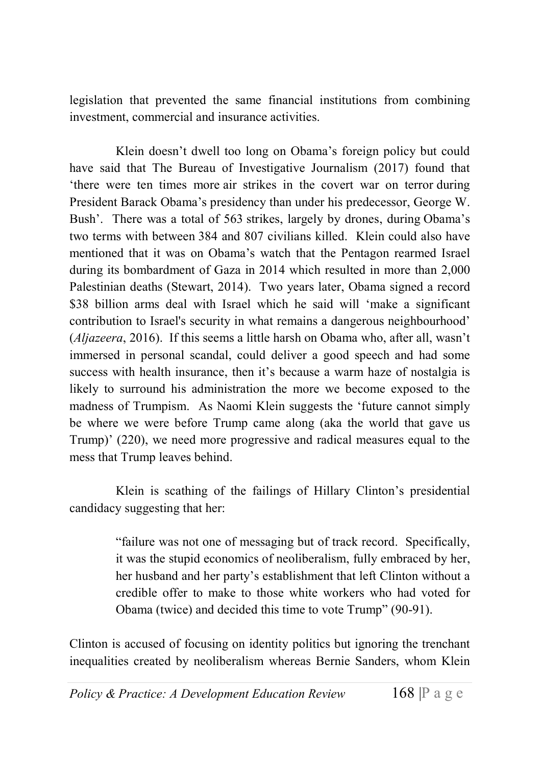legislation that prevented the same financial institutions from combining investment, commercial and insurance activities.

Klein doesn't dwell too long on Obama's foreign policy but could have said that The Bureau of Investigative Journalism (2017) found that 'there were ten times more air strikes in the covert war on terror during President Barack Obama's presidency than under his predecessor, George W. Bush'. There was a total of 563 strikes, largely by drones, during Obama's two terms with between 384 and 807 civilians killed. Klein could also have mentioned that it was on Obama's watch that the Pentagon rearmed Israel during its bombardment of Gaza in 2014 which resulted in more than 2,000 Palestinian deaths (Stewart, 2014). Two years later, Obama signed a record $38 billion arms deal with Israel which he said will 'make a significant contribution to Israel's security in what remains a dangerous neighbourhood' (*Aljazeera*, 2016). If this seems a little harsh on Obama who, after all, wasn't immersed in personal scandal, could deliver a good speech and had some success with health insurance, then it's because a warm haze of nostalgia is likely to surround his administration the more we become exposed to the madness of Trumpism. As Naomi Klein suggests the 'future cannot simply be where we were before Trump came along (aka the world that gave us Trump)' (220), we need more progressive and radical measures equal to the mess that Trump leaves behind.

Klein is scathing of the failings of Hillary Clinton's presidential candidacy suggesting that her:

> "failure was not one of messaging but of track record. Specifically, it was the stupid economics of neoliberalism, fully embraced by her, her husband and her party's establishment that left Clinton without a credible offer to make to those white workers who had voted for Obama (twice) and decided this time to vote Trump" (90-91).

Clinton is accused of focusing on identity politics but ignoring the trenchant inequalities created by neoliberalism whereas Bernie Sanders, whom Klein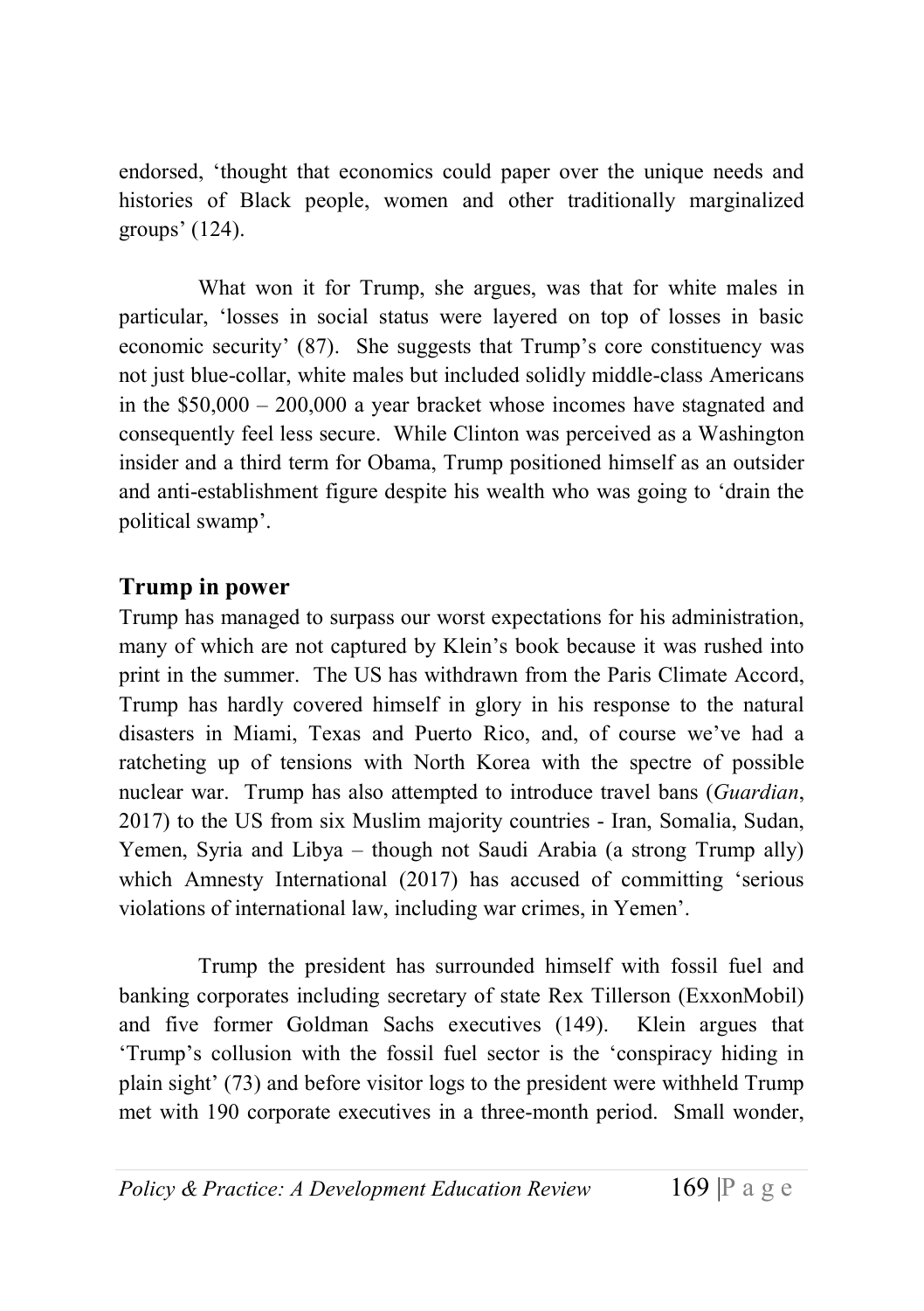endorsed, 'thought that economics could paper over the unique needs and histories of Black people, women and other traditionally marginalized groups' (124).

What won it for Trump, she argues, was that for white males in particular, 'losses in social status were layered on top of losses in basic economic security' (87). She suggests that Trump's core constituency was not just blue-collar, white males but included solidly middle-class Americans in the $50,000 – 200,000 a year bracket whose incomes have stagnated and consequently feel less secure. While Clinton was perceived as a Washington insider and a third term for Obama, Trump positioned himself as an outsider and anti-establishment figure despite his wealth who was going to 'drain the political swamp'.

## Trump in power

Trump has managed to surpass our worst expectations for his administration, many of which are not captured by Klein's book because it was rushed into print in the summer. The US has withdrawn from the Paris Climate Accord, Trump has hardly covered himself in glory in his response to the natural disasters in Miami, Texas and Puerto Rico, and, of course we've had a ratcheting up of tensions with North Korea with the spectre of possible nuclear war. Trump has also attempted to introduce travel bans (*Guardian*, 2017) to the US from six Muslim majority countries - Iran, Somalia, Sudan, Yemen, Syria and Libya – though not Saudi Arabia (a strong Trump ally) which Amnesty International (2017) has accused of committing 'serious violations of international law, including war crimes, in Yemen'.

Trump the president has surrounded himself with fossil fuel and banking corporates including secretary of state Rex Tillerson (ExxonMobil) and five former Goldman Sachs executives (149). Klein argues that 'Trump's collusion with the fossil fuel sector is the 'conspiracy hiding in plain sight' (73) and before visitor logs to the president were withheld Trump met with 190 corporate executives in a three-month period. Small wonder,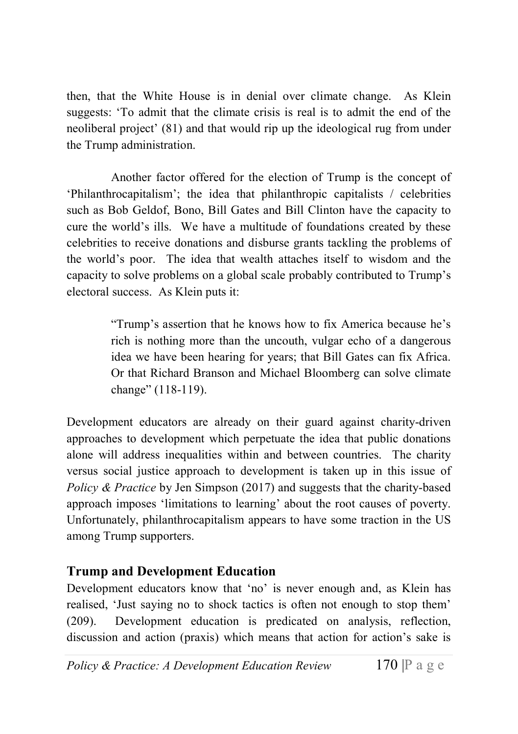then, that the White House is in denial over climate change. As Klein suggests: 'To admit that the climate crisis is real is to admit the end of the neoliberal project' (81) and that would rip up the ideological rug from under the Trump administration.

Another factor offered for the election of Trump is the concept of 'Philanthrocapitalism'; the idea that philanthropic capitalists / celebrities such as Bob Geldof, Bono, Bill Gates and Bill Clinton have the capacity to cure the world's ills. We have a multitude of foundations created by these celebrities to receive donations and disburse grants tackling the problems of the world's poor. The idea that wealth attaches itself to wisdom and the capacity to solve problems on a global scale probably contributed to Trump's electoral success. As Klein puts it:

> "Trump's assertion that he knows how to fix America because he's rich is nothing more than the uncouth, vulgar echo of a dangerous idea we have been hearing for years; that Bill Gates can fix Africa. Or that Richard Branson and Michael Bloomberg can solve climate change" (118-119).

Development educators are already on their guard against charity-driven approaches to development which perpetuate the idea that public donations alone will address inequalities within and between countries. The charity versus social justice approach to development is taken up in this issue of *Policy & Practice* by Jen Simpson (2017) and suggests that the charity-based approach imposes 'limitations to learning' about the root causes of poverty. Unfortunately, philanthrocapitalism appears to have some traction in the US among Trump supporters.

## Trump and Development Education

Development educators know that 'no' is never enough and, as Klein has realised, 'Just saying no to shock tactics is often not enough to stop them' (209). Development education is predicated on analysis, reflection, discussion and action (praxis) which means that action for action's sake is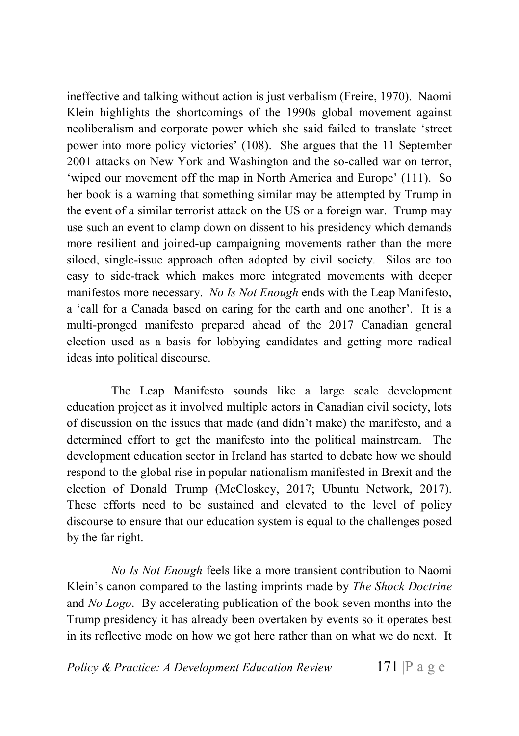ineffective and talking without action is just verbalism (Freire, 1970). Naomi Klein highlights the shortcomings of the 1990s global movement against neoliberalism and corporate power which she said failed to translate 'street power into more policy victories' (108). She argues that the 11 September 2001 attacks on New York and Washington and the so-called war on terror, 'wiped our movement off the map in North America and Europe' (111). So her book is a warning that something similar may be attempted by Trump in the event of a similar terrorist attack on the US or a foreign war. Trump may use such an event to clamp down on dissent to his presidency which demands more resilient and joined-up campaigning movements rather than the more siloed, single-issue approach often adopted by civil society. Silos are too easy to side-track which makes more integrated movements with deeper manifestos more necessary. *No Is Not Enough* ends with the Leap Manifesto, a 'call for a Canada based on caring for the earth and one another'. It is a multi-pronged manifesto prepared ahead of the 2017 Canadian general election used as a basis for lobbying candidates and getting more radical ideas into political discourse.

The Leap Manifesto sounds like a large scale development education project as it involved multiple actors in Canadian civil society, lots of discussion on the issues that made (and didn't make) the manifesto, and a determined effort to get the manifesto into the political mainstream. The development education sector in Ireland has started to debate how we should respond to the global rise in popular nationalism manifested in Brexit and the election of Donald Trump (McCloskey, 2017; Ubuntu Network, 2017). These efforts need to be sustained and elevated to the level of policy discourse to ensure that our education system is equal to the challenges posed by the far right.

*No Is Not Enough* feels like a more transient contribution to Naomi Klein's canon compared to the lasting imprints made by *The Shock Doctrine* and *No Logo*. By accelerating publication of the book seven months into the Trump presidency it has already been overtaken by events so it operates best in its reflective mode on how we got here rather than on what we do next. It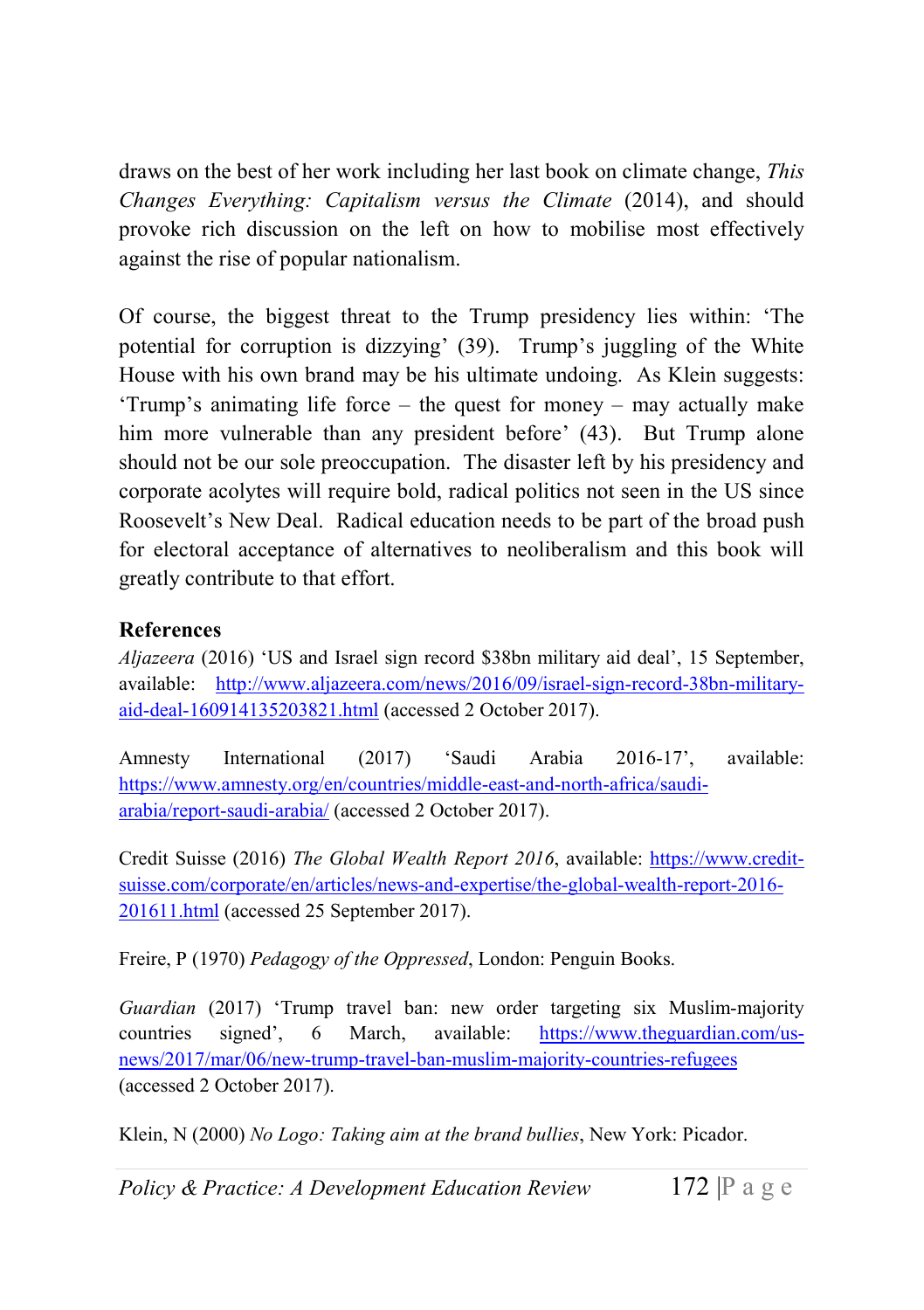draws on the best of her work including her last book on climate change, *This Changes Everything: Capitalism versus the Climate* (2014), and should provoke rich discussion on the left on how to mobilise most effectively against the rise of popular nationalism.

Of course, the biggest threat to the Trump presidency lies within: 'The potential for corruption is dizzying' (39). Trump's juggling of the White House with his own brand may be his ultimate undoing. As Klein suggests: 'Trump's animating life force – the quest for money – may actually make him more vulnerable than any president before' (43). But Trump alone should not be our sole preoccupation. The disaster left by his presidency and corporate acolytes will require bold, radical politics not seen in the US since Roosevelt's New Deal. Radical education needs to be part of the broad push for electoral acceptance of alternatives to neoliberalism and this book will greatly contribute to that effort.

**References**

*Aljazeera* (2016) 'US and Israel sign record $38bn military aid deal', 15 September, available: http://www.aljazeera.com/news/2016/09/israel-sign-record-38bn-military-aid-deal-160914135203821.html (accessed 2 October 2017).

Amnesty International (2017) 'Saudi Arabia 2016-17', available: https://www.amnesty.org/en/countries/middle-east-and-north-africa/saudi-arabia/report-saudi-arabia/ (accessed 2 October 2017).

Credit Suisse (2016) *The Global Wealth Report 2016*, available: https://www.credit-suisse.com/corporate/en/articles/news-and-expertise/the-global-wealth-report-2016-201611.html (accessed 25 September 2017).

Freire, P (1970) *Pedagogy of the Oppressed*, London: Penguin Books.

*Guardian* (2017) 'Trump travel ban: new order targeting six Muslim-majority countries signed', 6 March, available: https://www.theguardian.com/us-news/2017/mar/06/new-trump-travel-ban-muslim-majority-countries-refugees (accessed 2 October 2017).

Klein, N (2000) *No Logo: Taking aim at the brand bullies*, New York: Picador.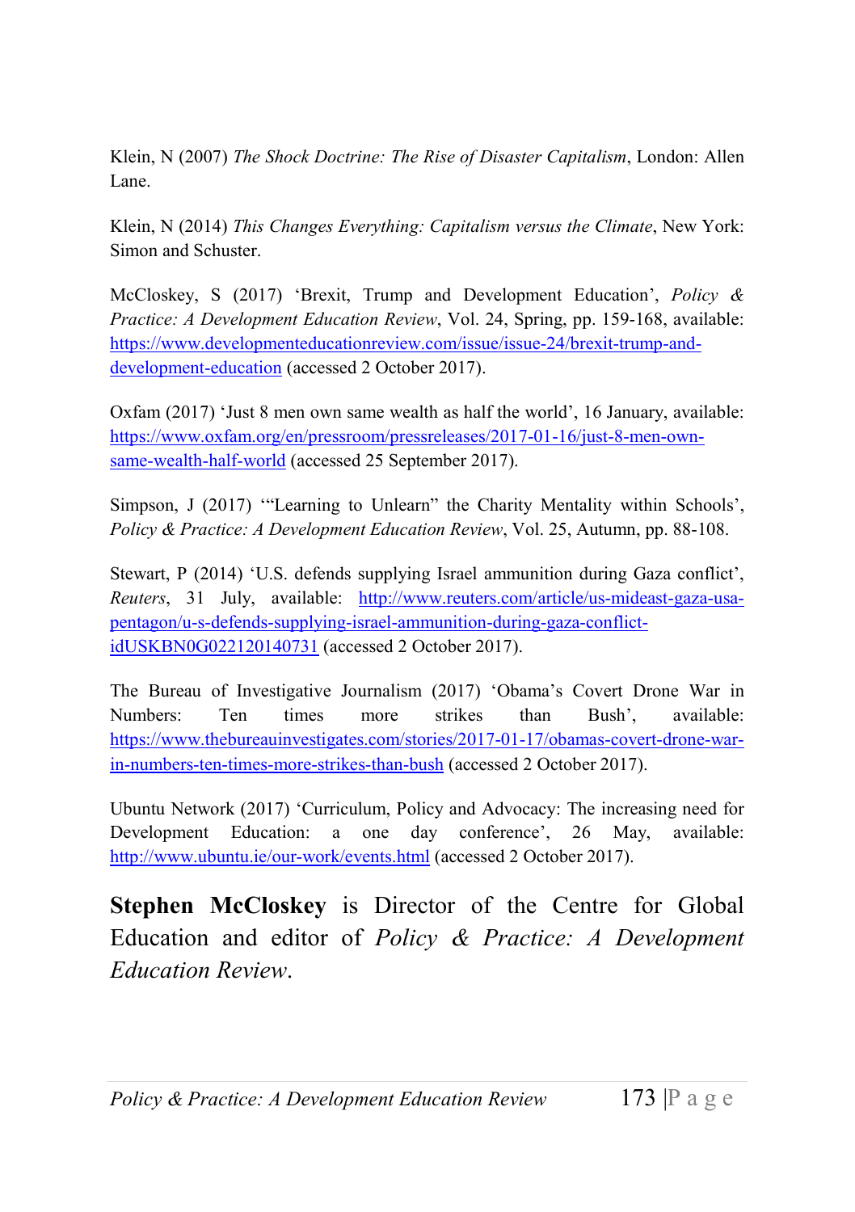Klein, N (2007) *The Shock Doctrine: The Rise of Disaster Capitalism*, London: Allen Lane.

Klein, N (2014) *This Changes Everything: Capitalism versus the Climate*, New York: Simon and Schuster.

McCloskey, S (2017) 'Brexit, Trump and Development Education', *Policy & Practice: A Development Education Review*, Vol. 24, Spring, pp. 159-168, available: https://www.developmenteducationreview.com/issue/issue-24/brexit-trump-and-development-education (accessed 2 October 2017).

Oxfam (2017) 'Just 8 men own same wealth as half the world', 16 January, available: https://www.oxfam.org/en/pressroom/pressreleases/2017-01-16/just-8-men-own-same-wealth-half-world (accessed 25 September 2017).

Simpson, J (2017) '"Learning to Unlearn" the Charity Mentality within Schools', *Policy & Practice: A Development Education Review*, Vol. 25, Autumn, pp. 88-108.

Stewart, P (2014) 'U.S. defends supplying Israel ammunition during Gaza conflict', *Reuters*, 31 July, available: http://www.reuters.com/article/us-mideast-gaza-usa-pentagon/u-s-defends-supplying-israel-ammunition-during-gaza-conflict-idUSKBN0G022120140731 (accessed 2 October 2017).

The Bureau of Investigative Journalism (2017) 'Obama's Covert Drone War in Numbers: Ten times more strikes than Bush', available: https://www.thebureauinvestigates.com/stories/2017-01-17/obamas-covert-drone-war-in-numbers-ten-times-more-strikes-than-bush (accessed 2 October 2017).

Ubuntu Network (2017) 'Curriculum, Policy and Advocacy: The increasing need for Development Education: a one day conference', 26 May, available: http://www.ubuntu.ie/our-work/events.html (accessed 2 October 2017).

**Stephen McCloskey** is Director of the Centre for Global Education and editor of *Policy & Practice: A Development Education Review*.